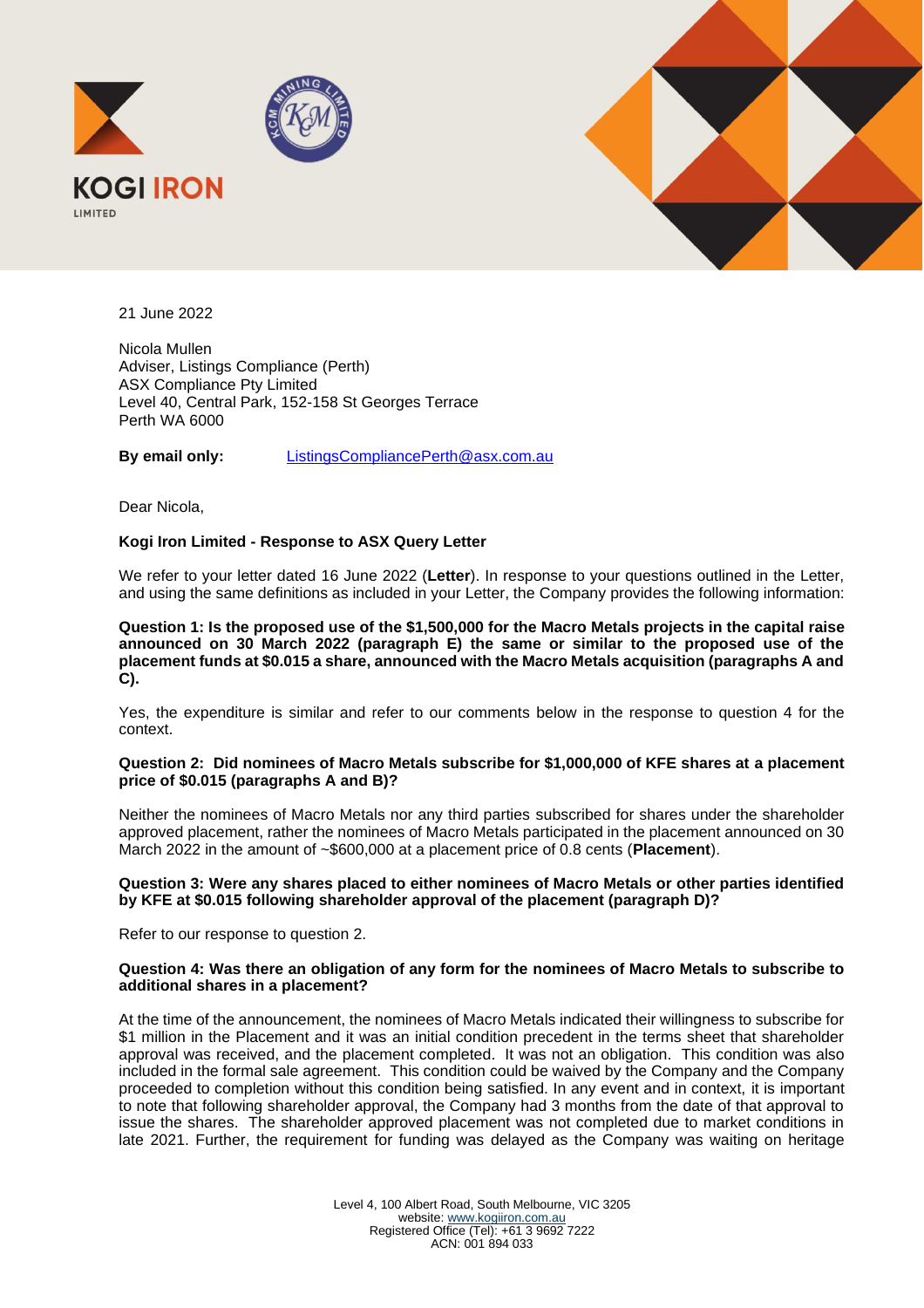KOGI IRON LIMITED

KCM MINING LIMITED

21 June 2022

Nicola Mullen
Adviser, Listings Compliance (Perth)
ASX Compliance Pty Limited
Level 40, Central Park, 152-158 St Georges Terrace
Perth WA 6000

**By email only:** ListingsCompliancePerth@asx.com.au

Dear Nicola,

**Kogi Iron Limited - Response to ASX Query Letter**

We refer to your letter dated 16 June 2022 (**Letter**). In response to your questions outlined in the Letter, and using the same definitions as included in your Letter, the Company provides the following information:

**Question 1: Is the proposed use of the $1,500,000 for the Macro Metals projects in the capital raise announced on 30 March 2022 (paragraph E) the same or similar to the proposed use of the placement funds at $0.015 a share, announced with the Macro Metals acquisition (paragraphs A and C).**

Yes, the expenditure is similar and refer to our comments below in the response to question 4 for the context.

**Question 2: Did nominees of Macro Metals subscribe for $1,000,000 of KFE shares at a placement price of $0.015 (paragraphs A and B)?**

Neither the nominees of Macro Metals nor any third parties subscribed for shares under the shareholder approved placement, rather the nominees of Macro Metals participated in the placement announced on 30 March 2022 in the amount of ~$600,000 at a placement price of 0.8 cents (**Placement**).

**Question 3: Were any shares placed to either nominees of Macro Metals or other parties identified by KFE at $0.015 following shareholder approval of the placement (paragraph D)?**

Refer to our response to question 2.

**Question 4: Was there an obligation of any form for the nominees of Macro Metals to subscribe to additional shares in a placement?**

At the time of the announcement, the nominees of Macro Metals indicated their willingness to subscribe for $1 million in the Placement and it was an initial condition precedent in the terms sheet that shareholder approval was received, and the placement completed. It was not an obligation. This condition was also included in the formal sale agreement. This condition could be waived by the Company and the Company proceeded to completion without this condition being satisfied. In any event and in context, it is important to note that following shareholder approval, the Company had 3 months from the date of that approval to issue the shares. The shareholder approved placement was not completed due to market conditions in late 2021. Further, the requirement for funding was delayed as the Company was waiting on heritage

Level 4, 100 Albert Road, South Melbourne, VIC 3205
website: www.kogiiron.com.au
Registered Office (Tel): +61 3 9692 7222
ACN: 001 894 033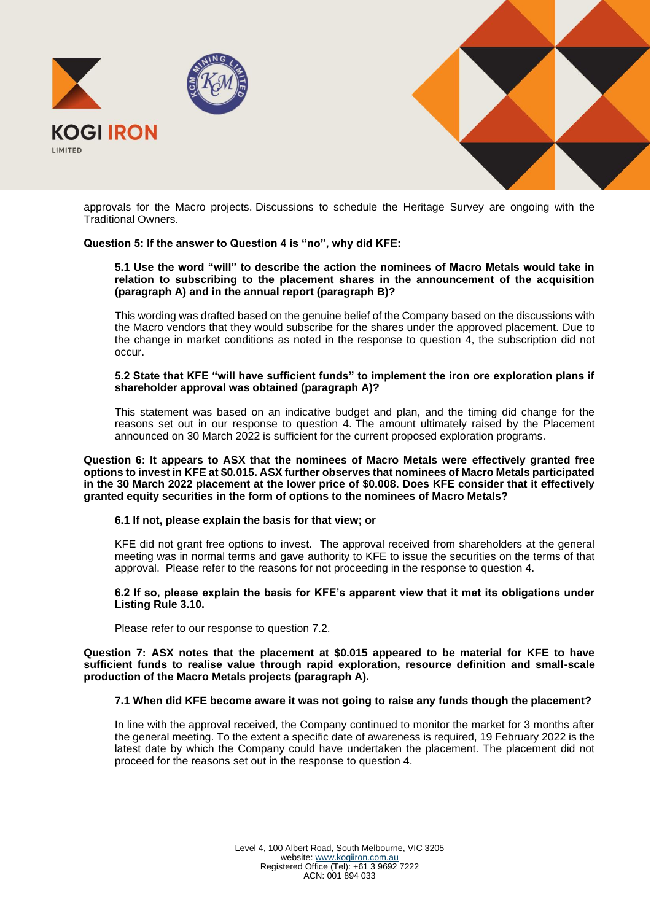approvals for the Macro projects. Discussions to schedule the Heritage Survey are ongoing with the Traditional Owners.

**Question 5: If the answer to Question 4 is "no", why did KFE:**

**5.1 Use the word "will" to describe the action the nominees of Macro Metals would take in relation to subscribing to the placement shares in the announcement of the acquisition (paragraph A) and in the annual report (paragraph B)?**

This wording was drafted based on the genuine belief of the Company based on the discussions with the Macro vendors that they would subscribe for the shares under the approved placement. Due to the change in market conditions as noted in the response to question 4, the subscription did not occur.

**5.2 State that KFE "will have sufficient funds" to implement the iron ore exploration plans if shareholder approval was obtained (paragraph A)?**

This statement was based on an indicative budget and plan, and the timing did change for the reasons set out in our response to question 4. The amount ultimately raised by the Placement announced on 30 March 2022 is sufficient for the current proposed exploration programs.

**Question 6: It appears to ASX that the nominees of Macro Metals were effectively granted free options to invest in KFE at $0.015. ASX further observes that nominees of Macro Metals participated in the 30 March 2022 placement at the lower price of $0.008. Does KFE consider that it effectively granted equity securities in the form of options to the nominees of Macro Metals?**

**6.1 If not, please explain the basis for that view; or**

KFE did not grant free options to invest. The approval received from shareholders at the general meeting was in normal terms and gave authority to KFE to issue the securities on the terms of that approval. Please refer to the reasons for not proceeding in the response to question 4.

**6.2 If so, please explain the basis for KFE's apparent view that it met its obligations under Listing Rule 3.10.**

Please refer to our response to question 7.2.

**Question 7: ASX notes that the placement at $0.015 appeared to be material for KFE to have sufficient funds to realise value through rapid exploration, resource definition and small-scale production of the Macro Metals projects (paragraph A).**

**7.1 When did KFE become aware it was not going to raise any funds though the placement?**

In line with the approval received, the Company continued to monitor the market for 3 months after the general meeting. To the extent a specific date of awareness is required, 19 February 2022 is the latest date by which the Company could have undertaken the placement. The placement did not proceed for the reasons set out in the response to question 4.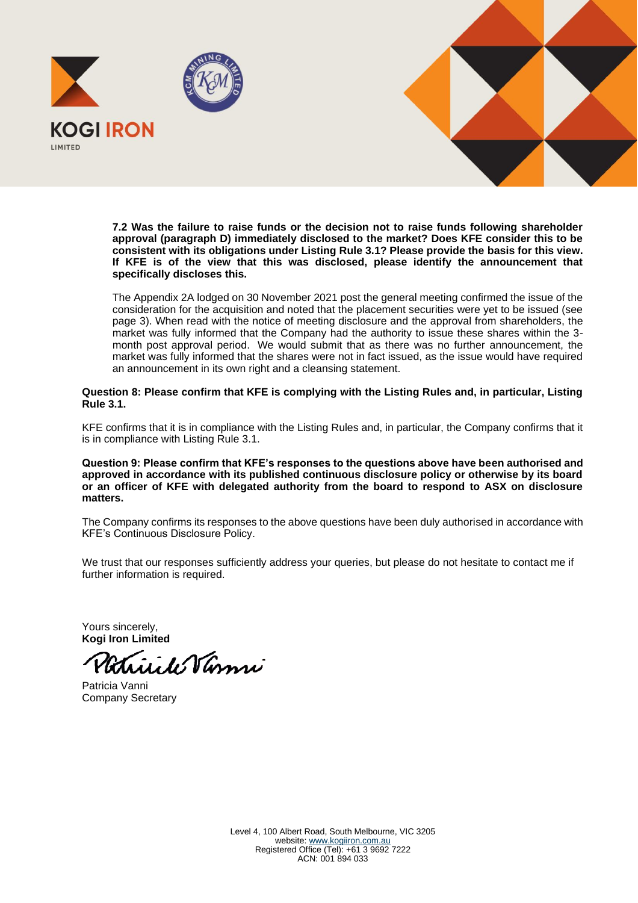**7.2 Was the failure to raise funds or the decision not to raise funds following shareholder approval (paragraph D) immediately disclosed to the market? Does KFE consider this to be consistent with its obligations under Listing Rule 3.1? Please provide the basis for this view. If KFE is of the view that this was disclosed, please identify the announcement that specifically discloses this.**

The Appendix 2A lodged on 30 November 2021 post the general meeting confirmed the issue of the consideration for the acquisition and noted that the placement securities were yet to be issued (see page 3). When read with the notice of meeting disclosure and the approval from shareholders, the market was fully informed that the Company had the authority to issue these shares within the 3-month post approval period. We would submit that as there was no further announcement, the market was fully informed that the shares were not in fact issued, as the issue would have required an announcement in its own right and a cleansing statement.

**Question 8: Please confirm that KFE is complying with the Listing Rules and, in particular, Listing Rule 3.1.**

KFE confirms that it is in compliance with the Listing Rules and, in particular, the Company confirms that it is in compliance with Listing Rule 3.1.

**Question 9: Please confirm that KFE's responses to the questions above have been authorised and approved in accordance with its published continuous disclosure policy or otherwise by its board or an officer of KFE with delegated authority from the board to respond to ASX on disclosure matters.**

The Company confirms its responses to the above questions have been duly authorised in accordance with KFE's Continuous Disclosure Policy.

We trust that our responses sufficiently address your queries, but please do not hesitate to contact me if further information is required.

Yours sincerely,
**Kogi Iron Limited**

Patricia Vanni
Company Secretary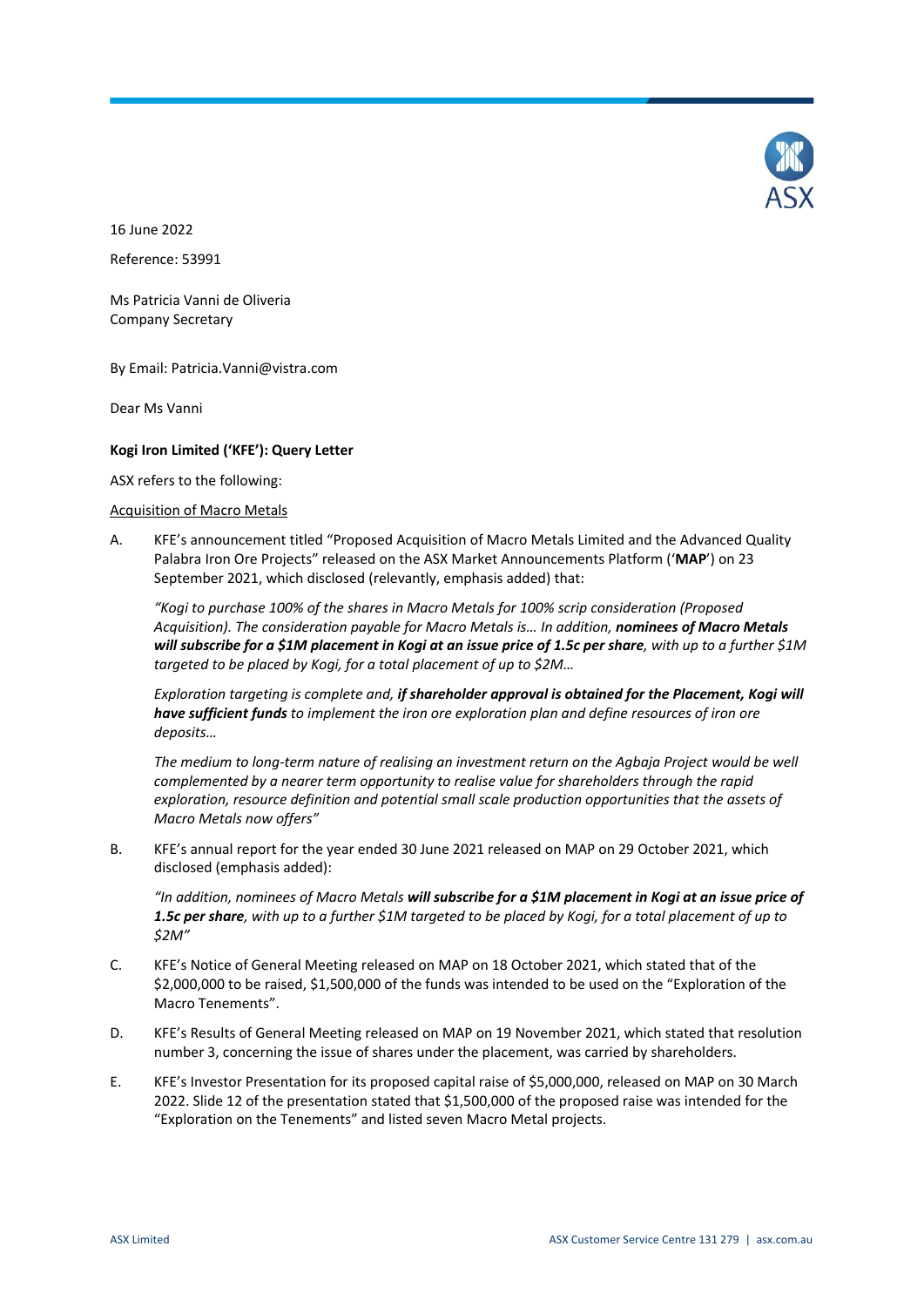16 June 2022

Reference: 53991

Ms Patricia Vanni de Oliveria
Company Secretary

By Email: Patricia.Vanni@vistra.com

Dear Ms Vanni

**Kogi Iron Limited ('KFE'): Query Letter**

ASX refers to the following:

Acquisition of Macro Metals

A. KFE's announcement titled "Proposed Acquisition of Macro Metals Limited and the Advanced Quality Palabra Iron Ore Projects" released on the ASX Market Announcements Platform ('**MAP**') on 23 September 2021, which disclosed (relevantly, emphasis added) that:

   *"Kogi to purchase 100% of the shares in Macro Metals for 100% scrip consideration (Proposed Acquisition). The consideration payable for Macro Metals is… In addition,* ***nominees of Macro Metals will subscribe for a $1M placement in Kogi at an issue price of 1.5c per share****, with up to a further $1M targeted to be placed by Kogi, for a total placement of up to $2M…*

   *Exploration targeting is complete and,* ***if shareholder approval is obtained for the Placement, Kogi will have sufficient funds*** *to implement the iron ore exploration plan and define resources of iron ore deposits…*

   *The medium to long-term nature of realising an investment return on the Agbaja Project would be well complemented by a nearer term opportunity to realise value for shareholders through the rapid exploration, resource definition and potential small scale production opportunities that the assets of Macro Metals now offers"*

B. KFE's annual report for the year ended 30 June 2021 released on MAP on 29 October 2021, which disclosed (emphasis added):

   *"In addition, nominees of Macro Metals* ***will subscribe for a $1M placement in Kogi at an issue price of 1.5c per share****, with up to a further $1M targeted to be placed by Kogi, for a total placement of up to $2M"*

C. KFE's Notice of General Meeting released on MAP on 18 October 2021, which stated that of the $2,000,000 to be raised, $1,500,000 of the funds was intended to be used on the "Exploration of the Macro Tenements".

D. KFE's Results of General Meeting released on MAP on 19 November 2021, which stated that resolution number 3, concerning the issue of shares under the placement, was carried by shareholders.

E. KFE's Investor Presentation for its proposed capital raise of $5,000,000, released on MAP on 30 March 2022. Slide 12 of the presentation stated that $1,500,000 of the proposed raise was intended for the "Exploration on the Tenements" and listed seven Macro Metal projects.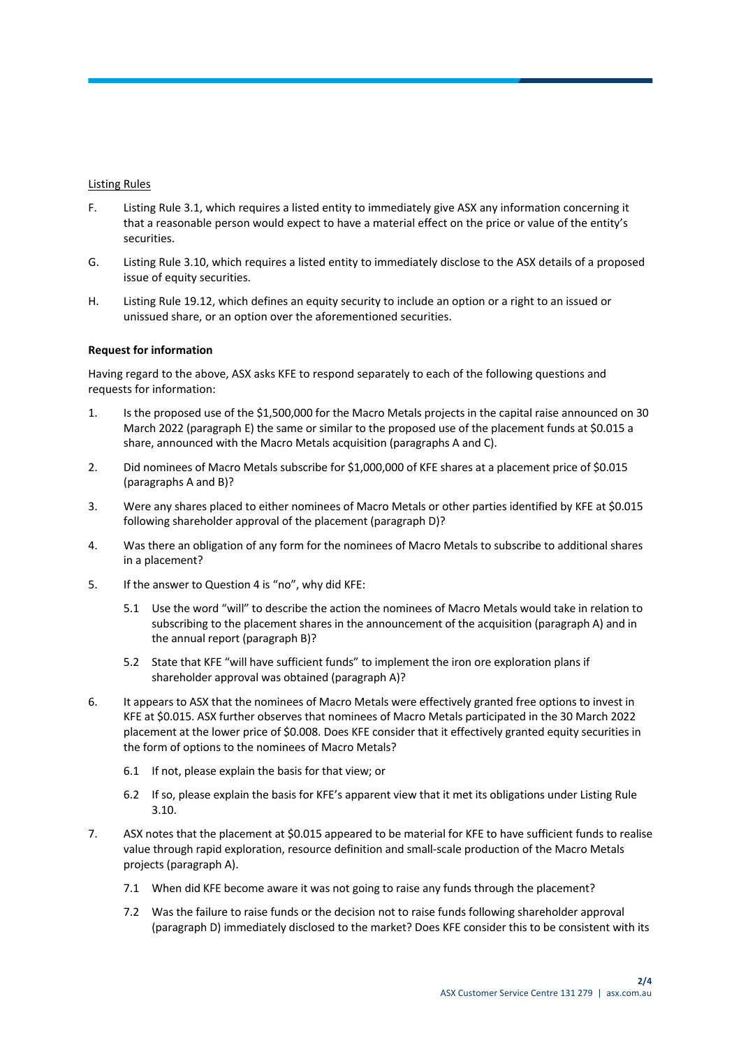Listing Rules

F. Listing Rule 3.1, which requires a listed entity to immediately give ASX any information concerning it that a reasonable person would expect to have a material effect on the price or value of the entity's securities.

G. Listing Rule 3.10, which requires a listed entity to immediately disclose to the ASX details of a proposed issue of equity securities.

H. Listing Rule 19.12, which defines an equity security to include an option or a right to an issued or unissued share, or an option over the aforementioned securities.

**Request for information**

Having regard to the above, ASX asks KFE to respond separately to each of the following questions and requests for information:

1. Is the proposed use of the $1,500,000 for the Macro Metals projects in the capital raise announced on 30 March 2022 (paragraph E) the same or similar to the proposed use of the placement funds at $0.015 a share, announced with the Macro Metals acquisition (paragraphs A and C).

2. Did nominees of Macro Metals subscribe for $1,000,000 of KFE shares at a placement price of $0.015 (paragraphs A and B)?

3. Were any shares placed to either nominees of Macro Metals or other parties identified by KFE at $0.015 following shareholder approval of the placement (paragraph D)?

4. Was there an obligation of any form for the nominees of Macro Metals to subscribe to additional shares in a placement?

5. If the answer to Question 4 is "no", why did KFE:

   5.1 Use the word "will" to describe the action the nominees of Macro Metals would take in relation to subscribing to the placement shares in the announcement of the acquisition (paragraph A) and in the annual report (paragraph B)?

   5.2 State that KFE "will have sufficient funds" to implement the iron ore exploration plans if shareholder approval was obtained (paragraph A)?

6. It appears to ASX that the nominees of Macro Metals were effectively granted free options to invest in KFE at $0.015. ASX further observes that nominees of Macro Metals participated in the 30 March 2022 placement at the lower price of $0.008. Does KFE consider that it effectively granted equity securities in the form of options to the nominees of Macro Metals?

   6.1 If not, please explain the basis for that view; or

   6.2 If so, please explain the basis for KFE's apparent view that it met its obligations under Listing Rule 3.10.

7. ASX notes that the placement at $0.015 appeared to be material for KFE to have sufficient funds to realise value through rapid exploration, resource definition and small-scale production of the Macro Metals projects (paragraph A).

   7.1 When did KFE become aware it was not going to raise any funds through the placement?

   7.2 Was the failure to raise funds or the decision not to raise funds following shareholder approval (paragraph D) immediately disclosed to the market? Does KFE consider this to be consistent with its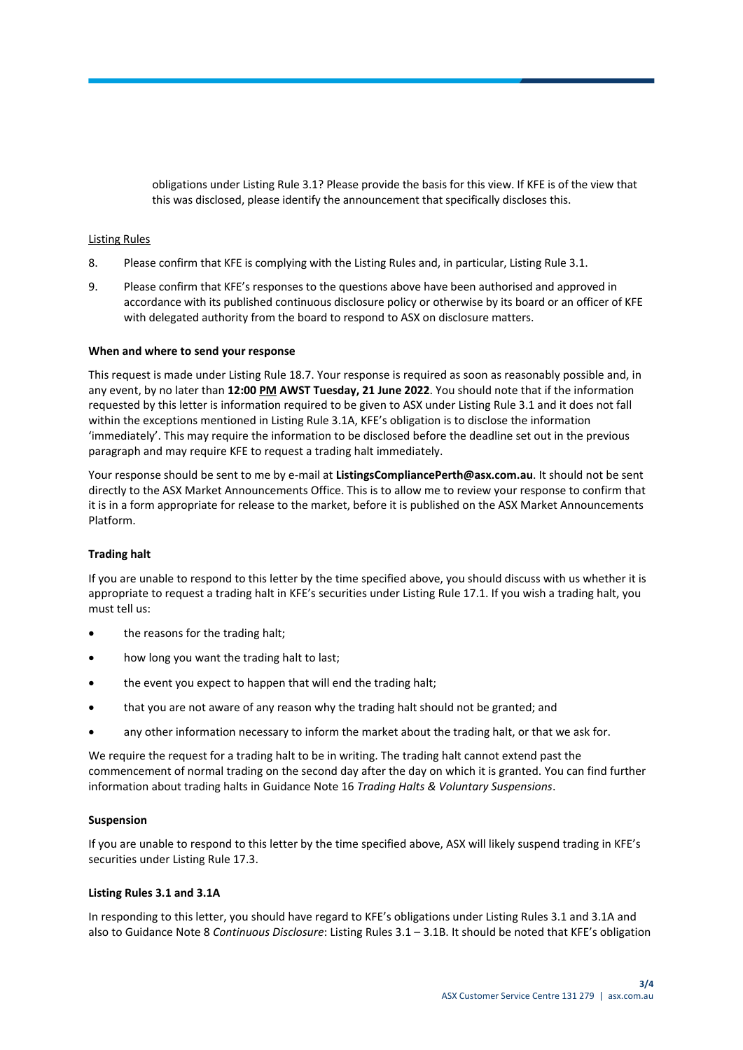obligations under Listing Rule 3.1? Please provide the basis for this view. If KFE is of the view that this was disclosed, please identify the announcement that specifically discloses this.

Listing Rules

8. Please confirm that KFE is complying with the Listing Rules and, in particular, Listing Rule 3.1.

9. Please confirm that KFE's responses to the questions above have been authorised and approved in accordance with its published continuous disclosure policy or otherwise by its board or an officer of KFE with delegated authority from the board to respond to ASX on disclosure matters.

**When and where to send your response**

This request is made under Listing Rule 18.7. Your response is required as soon as reasonably possible and, in any event, by no later than **12:00 PM AWST Tuesday, 21 June 2022**. You should note that if the information requested by this letter is information required to be given to ASX under Listing Rule 3.1 and it does not fall within the exceptions mentioned in Listing Rule 3.1A, KFE's obligation is to disclose the information 'immediately'. This may require the information to be disclosed before the deadline set out in the previous paragraph and may require KFE to request a trading halt immediately.

Your response should be sent to me by e-mail at **ListingsCompliancePerth@asx.com.au**. It should not be sent directly to the ASX Market Announcements Office. This is to allow me to review your response to confirm that it is in a form appropriate for release to the market, before it is published on the ASX Market Announcements Platform.

**Trading halt**

If you are unable to respond to this letter by the time specified above, you should discuss with us whether it is appropriate to request a trading halt in KFE's securities under Listing Rule 17.1. If you wish a trading halt, you must tell us:

- the reasons for the trading halt;
- how long you want the trading halt to last;
- the event you expect to happen that will end the trading halt;
- that you are not aware of any reason why the trading halt should not be granted; and
- any other information necessary to inform the market about the trading halt, or that we ask for.

We require the request for a trading halt to be in writing. The trading halt cannot extend past the commencement of normal trading on the second day after the day on which it is granted. You can find further information about trading halts in Guidance Note 16 *Trading Halts & Voluntary Suspensions*.

**Suspension**

If you are unable to respond to this letter by the time specified above, ASX will likely suspend trading in KFE's securities under Listing Rule 17.3.

**Listing Rules 3.1 and 3.1A**

In responding to this letter, you should have regard to KFE's obligations under Listing Rules 3.1 and 3.1A and also to Guidance Note 8 *Continuous Disclosure*: Listing Rules 3.1 – 3.1B. It should be noted that KFE's obligation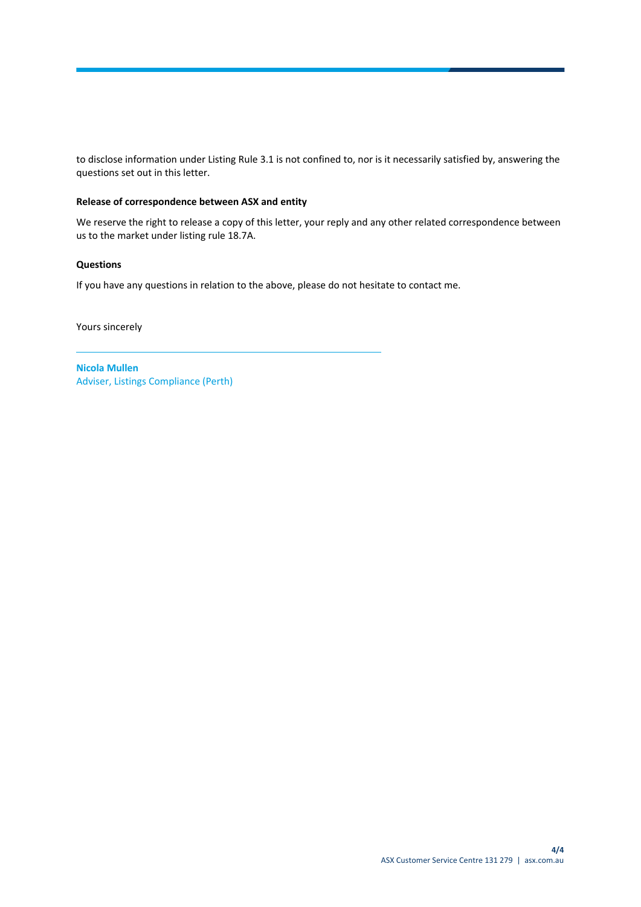to disclose information under Listing Rule 3.1 is not confined to, nor is it necessarily satisfied by, answering the questions set out in this letter.

**Release of correspondence between ASX and entity**

We reserve the right to release a copy of this letter, your reply and any other related correspondence between us to the market under listing rule 18.7A.

**Questions**

If you have any questions in relation to the above, please do not hesitate to contact me.

Yours sincerely

**Nicola Mullen**
Adviser, Listings Compliance (Perth)